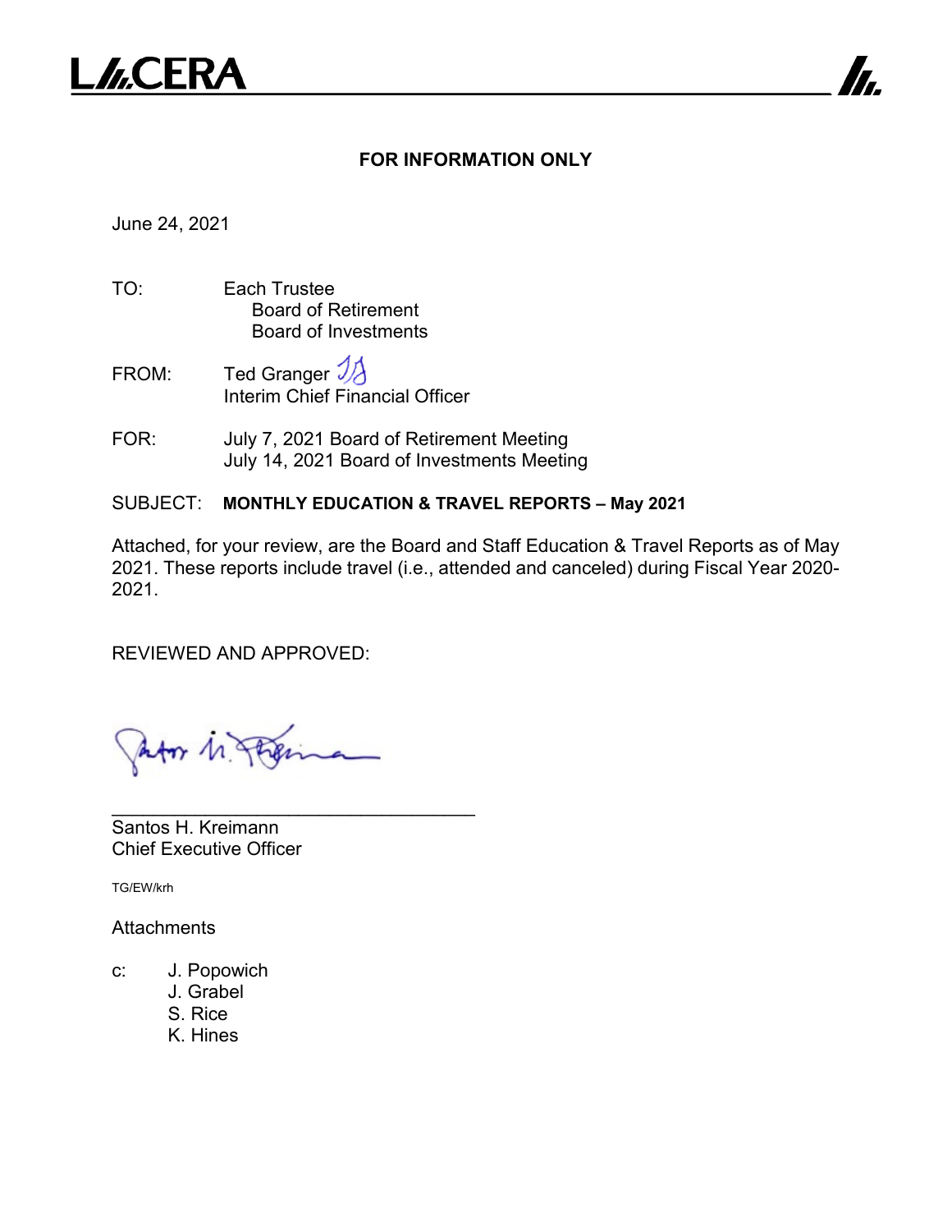L///CERA

**FOR INFORMATION ONLY**

June 24, 2021

TO: Each Trustee
Board of Retirement
Board of Investments

FROM: Ted Granger
Interim Chief Financial Officer

FOR: July 7, 2021 Board of Retirement Meeting
July 14, 2021 Board of Investments Meeting

SUBJECT: **MONTHLY EDUCATION & TRAVEL REPORTS – May 2021**

Attached, for your review, are the Board and Staff Education & Travel Reports as of May 2021. These reports include travel (i.e., attended and canceled) during Fiscal Year 2020-2021.

REVIEWED AND APPROVED:

\_\_\_\_\_\_\_\_\_\_\_\_\_\_\_\_\_\_\_\_\_\_\_\_\_\_\_\_\_\_\_\_\_\_\_
Santos H. Kreimann
Chief Executive Officer

TG/EW/krh

Attachments

c: J. Popowich
J. Grabel
S. Rice
K. Hines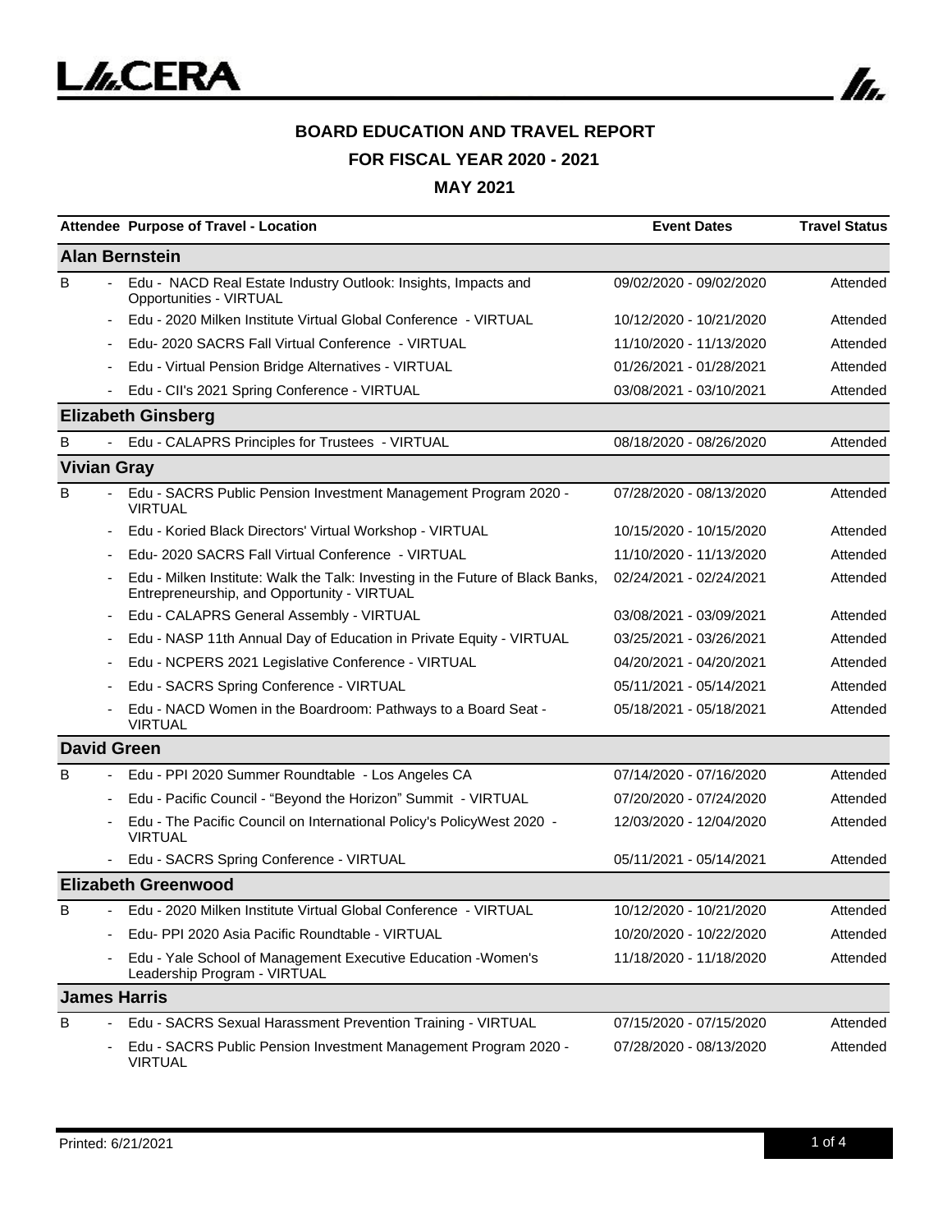**BOARD EDUCATION AND TRAVEL REPORT**

**FOR FISCAL YEAR 2020 - 2021**

**MAY 2021**

| Attendee | | Purpose of Travel - Location | Event Dates | Travel Status |
|---|---|---|---|---|
| **Alan Bernstein** | | | | |
| B | - | Edu - NACD Real Estate Industry Outlook: Insights, Impacts and Opportunities - VIRTUAL | 09/02/2020 - 09/02/2020 | Attended |
| | - | Edu - 2020 Milken Institute Virtual Global Conference - VIRTUAL | 10/12/2020 - 10/21/2020 | Attended |
| | - | Edu- 2020 SACRS Fall Virtual Conference - VIRTUAL | 11/10/2020 - 11/13/2020 | Attended |
| | - | Edu - Virtual Pension Bridge Alternatives - VIRTUAL | 01/26/2021 - 01/28/2021 | Attended |
| | - | Edu - CII's 2021 Spring Conference - VIRTUAL | 03/08/2021 - 03/10/2021 | Attended |
| **Elizabeth Ginsberg** | | | | |
| B | - | Edu - CALAPRS Principles for Trustees - VIRTUAL | 08/18/2020 - 08/26/2020 | Attended |
| **Vivian Gray** | | | | |
| B | - | Edu - SACRS Public Pension Investment Management Program 2020 - VIRTUAL | 07/28/2020 - 08/13/2020 | Attended |
| | - | Edu - Koried Black Directors' Virtual Workshop - VIRTUAL | 10/15/2020 - 10/15/2020 | Attended |
| | - | Edu- 2020 SACRS Fall Virtual Conference - VIRTUAL | 11/10/2020 - 11/13/2020 | Attended |
| | - | Edu - Milken Institute: Walk the Talk: Investing in the Future of Black Banks, Entrepreneurship, and Opportunity - VIRTUAL | 02/24/2021 - 02/24/2021 | Attended |
| | - | Edu - CALAPRS General Assembly - VIRTUAL | 03/08/2021 - 03/09/2021 | Attended |
| | - | Edu - NASP 11th Annual Day of Education in Private Equity - VIRTUAL | 03/25/2021 - 03/26/2021 | Attended |
| | - | Edu - NCPERS 2021 Legislative Conference - VIRTUAL | 04/20/2021 - 04/20/2021 | Attended |
| | - | Edu - SACRS Spring Conference - VIRTUAL | 05/11/2021 - 05/14/2021 | Attended |
| | - | Edu - NACD Women in the Boardroom: Pathways to a Board Seat - VIRTUAL | 05/18/2021 - 05/18/2021 | Attended |
| **David Green** | | | | |
| B | - | Edu - PPI 2020 Summer Roundtable - Los Angeles CA | 07/14/2020 - 07/16/2020 | Attended |
| | - | Edu - Pacific Council - "Beyond the Horizon" Summit - VIRTUAL | 07/20/2020 - 07/24/2020 | Attended |
| | - | Edu - The Pacific Council on International Policy's PolicyWest 2020 - VIRTUAL | 12/03/2020 - 12/04/2020 | Attended |
| | - | Edu - SACRS Spring Conference - VIRTUAL | 05/11/2021 - 05/14/2021 | Attended |
| **Elizabeth Greenwood** | | | | |
| B | - | Edu - 2020 Milken Institute Virtual Global Conference - VIRTUAL | 10/12/2020 - 10/21/2020 | Attended |
| | - | Edu- PPI 2020 Asia Pacific Roundtable - VIRTUAL | 10/20/2020 - 10/22/2020 | Attended |
| | - | Edu - Yale School of Management Executive Education -Women's Leadership Program - VIRTUAL | 11/18/2020 - 11/18/2020 | Attended |
| **James Harris** | | | | |
| B | - | Edu - SACRS Sexual Harassment Prevention Training - VIRTUAL | 07/15/2020 - 07/15/2020 | Attended |
| | - | Edu - SACRS Public Pension Investment Management Program 2020 - VIRTUAL | 07/28/2020 - 08/13/2020 | Attended |

Printed: 6/21/2021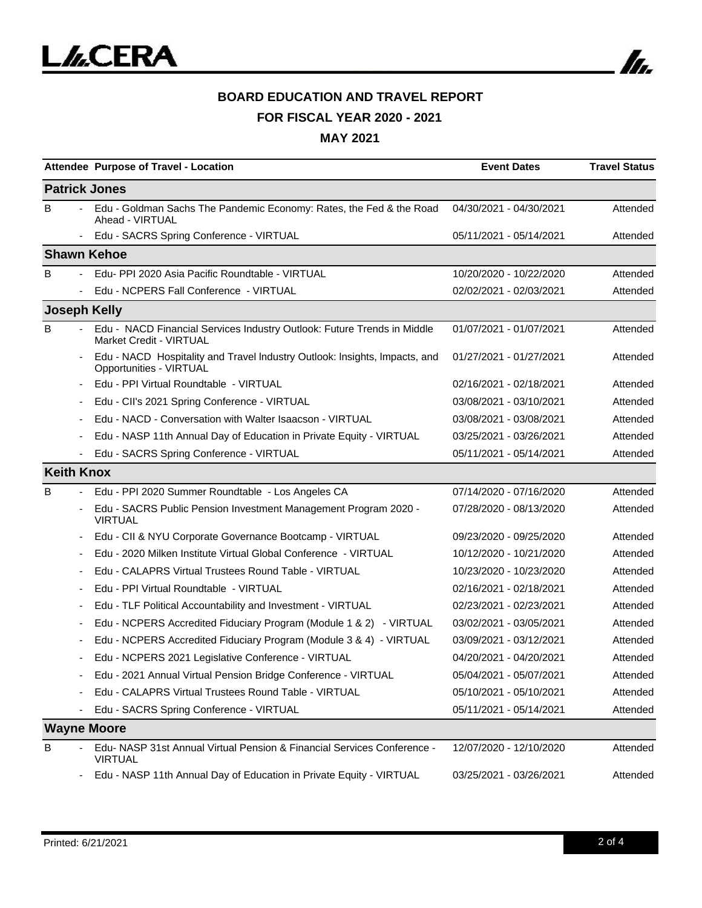**BOARD EDUCATION AND TRAVEL REPORT**

**FOR FISCAL YEAR 2020 - 2021**

**MAY 2021**

| Attendee | | Purpose of Travel - Location | Event Dates | Travel Status |
|---|---|---|---|---|
| **Patrick Jones** | | | | |
| B | - | Edu - Goldman Sachs The Pandemic Economy: Rates, the Fed & the Road Ahead - VIRTUAL | 04/30/2021 - 04/30/2021 | Attended |
| | - | Edu - SACRS Spring Conference - VIRTUAL | 05/11/2021 - 05/14/2021 | Attended |
| **Shawn Kehoe** | | | | |
| B | - | Edu- PPI 2020 Asia Pacific Roundtable - VIRTUAL | 10/20/2020 - 10/22/2020 | Attended |
| | - | Edu - NCPERS Fall Conference - VIRTUAL | 02/02/2021 - 02/03/2021 | Attended |
| **Joseph Kelly** | | | | |
| B | - | Edu - NACD Financial Services Industry Outlook: Future Trends in Middle Market Credit - VIRTUAL | 01/07/2021 - 01/07/2021 | Attended |
| | - | Edu - NACD Hospitality and Travel Industry Outlook: Insights, Impacts, and Opportunities - VIRTUAL | 01/27/2021 - 01/27/2021 | Attended |
| | - | Edu - PPI Virtual Roundtable - VIRTUAL | 02/16/2021 - 02/18/2021 | Attended |
| | - | Edu - CII's 2021 Spring Conference - VIRTUAL | 03/08/2021 - 03/10/2021 | Attended |
| | - | Edu - NACD - Conversation with Walter Isaacson - VIRTUAL | 03/08/2021 - 03/08/2021 | Attended |
| | - | Edu - NASP 11th Annual Day of Education in Private Equity - VIRTUAL | 03/25/2021 - 03/26/2021 | Attended |
| | - | Edu - SACRS Spring Conference - VIRTUAL | 05/11/2021 - 05/14/2021 | Attended |
| **Keith Knox** | | | | |
| B | - | Edu - PPI 2020 Summer Roundtable - Los Angeles CA | 07/14/2020 - 07/16/2020 | Attended |
| | - | Edu - SACRS Public Pension Investment Management Program 2020 - VIRTUAL | 07/28/2020 - 08/13/2020 | Attended |
| | - | Edu - CII & NYU Corporate Governance Bootcamp - VIRTUAL | 09/23/2020 - 09/25/2020 | Attended |
| | - | Edu - 2020 Milken Institute Virtual Global Conference - VIRTUAL | 10/12/2020 - 10/21/2020 | Attended |
| | - | Edu - CALAPRS Virtual Trustees Round Table - VIRTUAL | 10/23/2020 - 10/23/2020 | Attended |
| | - | Edu - PPI Virtual Roundtable - VIRTUAL | 02/16/2021 - 02/18/2021 | Attended |
| | - | Edu - TLF Political Accountability and Investment - VIRTUAL | 02/23/2021 - 02/23/2021 | Attended |
| | - | Edu - NCPERS Accredited Fiduciary Program (Module 1 & 2) - VIRTUAL | 03/02/2021 - 03/05/2021 | Attended |
| | - | Edu - NCPERS Accredited Fiduciary Program (Module 3 & 4) - VIRTUAL | 03/09/2021 - 03/12/2021 | Attended |
| | - | Edu - NCPERS 2021 Legislative Conference - VIRTUAL | 04/20/2021 - 04/20/2021 | Attended |
| | - | Edu - 2021 Annual Virtual Pension Bridge Conference - VIRTUAL | 05/04/2021 - 05/07/2021 | Attended |
| | - | Edu - CALAPRS Virtual Trustees Round Table - VIRTUAL | 05/10/2021 - 05/10/2021 | Attended |
| | - | Edu - SACRS Spring Conference - VIRTUAL | 05/11/2021 - 05/14/2021 | Attended |
| **Wayne Moore** | | | | |
| B | - | Edu- NASP 31st Annual Virtual Pension & Financial Services Conference - VIRTUAL | 12/07/2020 - 12/10/2020 | Attended |
| | - | Edu - NASP 11th Annual Day of Education in Private Equity - VIRTUAL | 03/25/2021 - 03/26/2021 | Attended |

Printed: 6/21/2021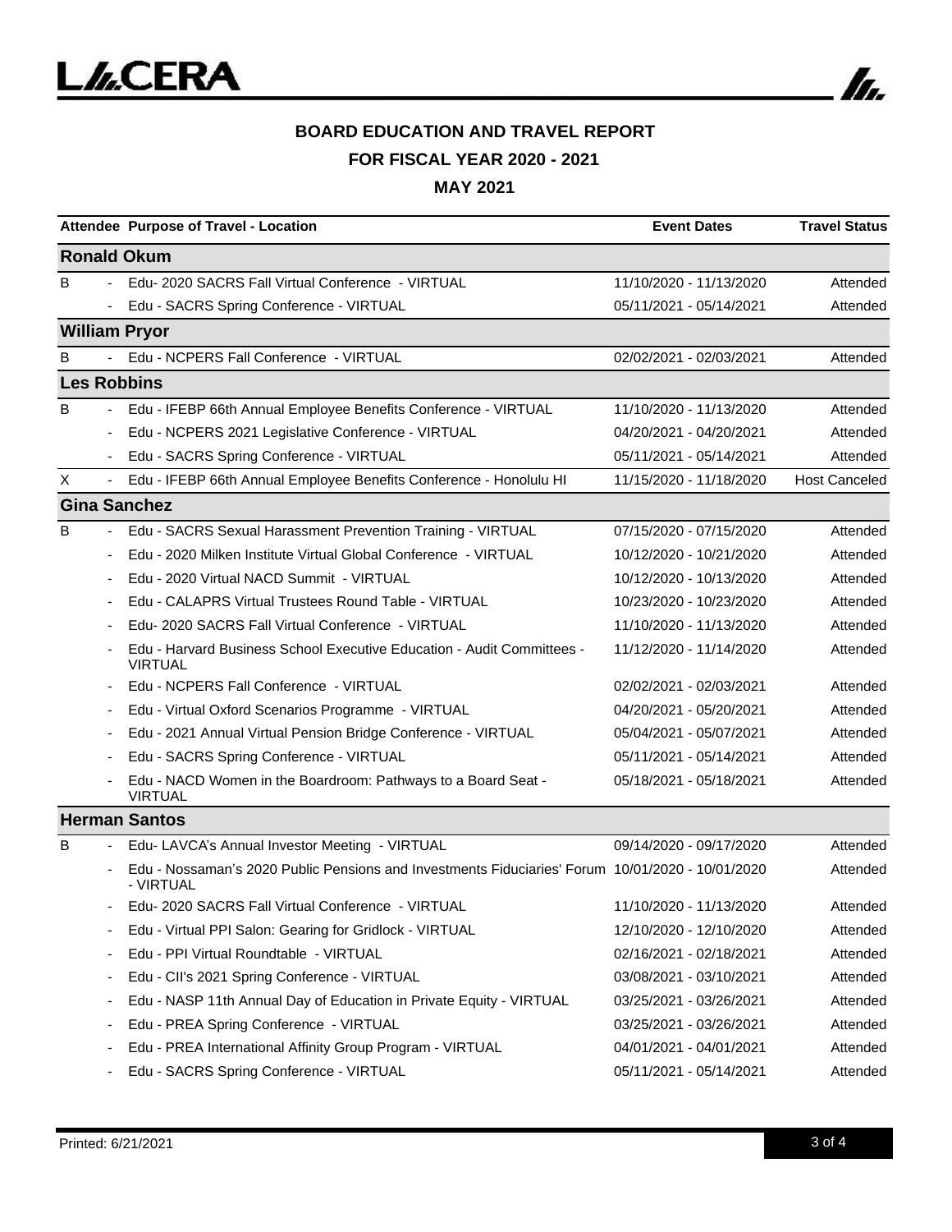## BOARD EDUCATION AND TRAVEL REPORT
## FOR FISCAL YEAR 2020 - 2021
## MAY 2021

| Attendee | | Purpose of Travel - Location | Event Dates | Travel Status |
|---|---|---|---|---|
| **Ronald Okum** | | | | |
| B | - | Edu- 2020 SACRS Fall Virtual Conference - VIRTUAL | 11/10/2020 - 11/13/2020 | Attended |
| | - | Edu - SACRS Spring Conference - VIRTUAL | 05/11/2021 - 05/14/2021 | Attended |
| **William Pryor** | | | | |
| B | - | Edu - NCPERS Fall Conference - VIRTUAL | 02/02/2021 - 02/03/2021 | Attended |
| **Les Robbins** | | | | |
| B | - | Edu - IFEBP 66th Annual Employee Benefits Conference - VIRTUAL | 11/10/2020 - 11/13/2020 | Attended |
| | - | Edu - NCPERS 2021 Legislative Conference - VIRTUAL | 04/20/2021 - 04/20/2021 | Attended |
| | - | Edu - SACRS Spring Conference - VIRTUAL | 05/11/2021 - 05/14/2021 | Attended |
| X | - | Edu - IFEBP 66th Annual Employee Benefits Conference - Honolulu HI | 11/15/2020 - 11/18/2020 | Host Canceled |
| **Gina Sanchez** | | | | |
| B | - | Edu - SACRS Sexual Harassment Prevention Training - VIRTUAL | 07/15/2020 - 07/15/2020 | Attended |
| | - | Edu - 2020 Milken Institute Virtual Global Conference - VIRTUAL | 10/12/2020 - 10/21/2020 | Attended |
| | - | Edu - 2020 Virtual NACD Summit - VIRTUAL | 10/12/2020 - 10/13/2020 | Attended |
| | - | Edu - CALAPRS Virtual Trustees Round Table - VIRTUAL | 10/23/2020 - 10/23/2020 | Attended |
| | - | Edu- 2020 SACRS Fall Virtual Conference - VIRTUAL | 11/10/2020 - 11/13/2020 | Attended |
| | - | Edu - Harvard Business School Executive Education - Audit Committees - VIRTUAL | 11/12/2020 - 11/14/2020 | Attended |
| | - | Edu - NCPERS Fall Conference - VIRTUAL | 02/02/2021 - 02/03/2021 | Attended |
| | - | Edu - Virtual Oxford Scenarios Programme - VIRTUAL | 04/20/2021 - 05/20/2021 | Attended |
| | - | Edu - 2021 Annual Virtual Pension Bridge Conference - VIRTUAL | 05/04/2021 - 05/07/2021 | Attended |
| | - | Edu - SACRS Spring Conference - VIRTUAL | 05/11/2021 - 05/14/2021 | Attended |
| | - | Edu - NACD Women in the Boardroom: Pathways to a Board Seat - VIRTUAL | 05/18/2021 - 05/18/2021 | Attended |
| **Herman Santos** | | | | |
| B | - | Edu- LAVCA's Annual Investor Meeting - VIRTUAL | 09/14/2020 - 09/17/2020 | Attended |
| | - | Edu - Nossaman's 2020 Public Pensions and Investments Fiduciaries' Forum - VIRTUAL | 10/01/2020 - 10/01/2020 | Attended |
| | - | Edu- 2020 SACRS Fall Virtual Conference - VIRTUAL | 11/10/2020 - 11/13/2020 | Attended |
| | - | Edu - Virtual PPI Salon: Gearing for Gridlock - VIRTUAL | 12/10/2020 - 12/10/2020 | Attended |
| | - | Edu - PPI Virtual Roundtable - VIRTUAL | 02/16/2021 - 02/18/2021 | Attended |
| | - | Edu - CII's 2021 Spring Conference - VIRTUAL | 03/08/2021 - 03/10/2021 | Attended |
| | - | Edu - NASP 11th Annual Day of Education in Private Equity - VIRTUAL | 03/25/2021 - 03/26/2021 | Attended |
| | - | Edu - PREA Spring Conference - VIRTUAL | 03/25/2021 - 03/26/2021 | Attended |
| | - | Edu - PREA International Affinity Group Program - VIRTUAL | 04/01/2021 - 04/01/2021 | Attended |
| | - | Edu - SACRS Spring Conference - VIRTUAL | 05/11/2021 - 05/14/2021 | Attended |

Printed: 6/21/2021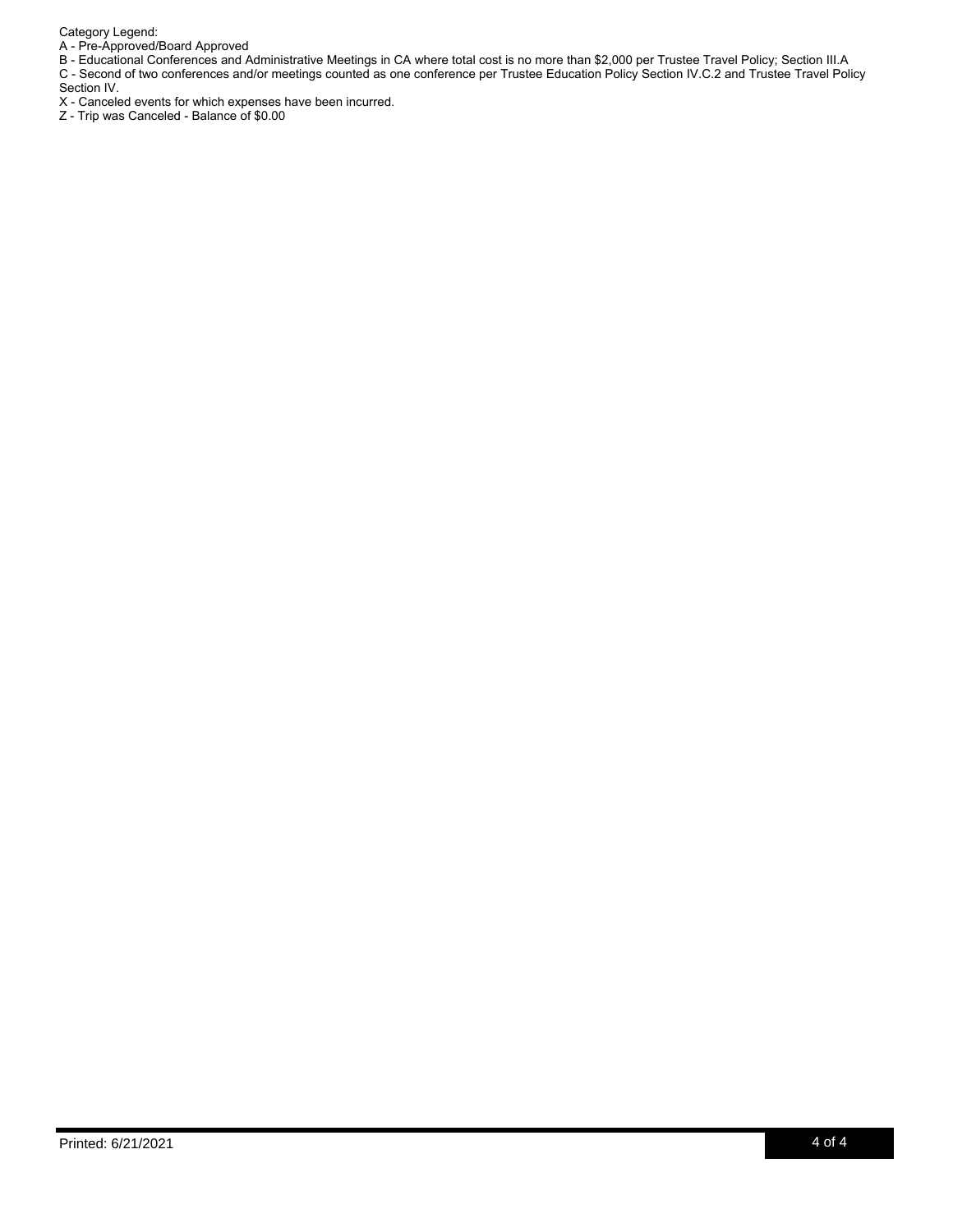Category Legend:

A - Pre-Approved/Board Approved

B - Educational Conferences and Administrative Meetings in CA where total cost is no more than $2,000 per Trustee Travel Policy; Section III.A

C - Second of two conferences and/or meetings counted as one conference per Trustee Education Policy Section IV.C.2 and Trustee Travel Policy Section IV.

X - Canceled events for which expenses have been incurred.

Z - Trip was Canceled - Balance of $0.00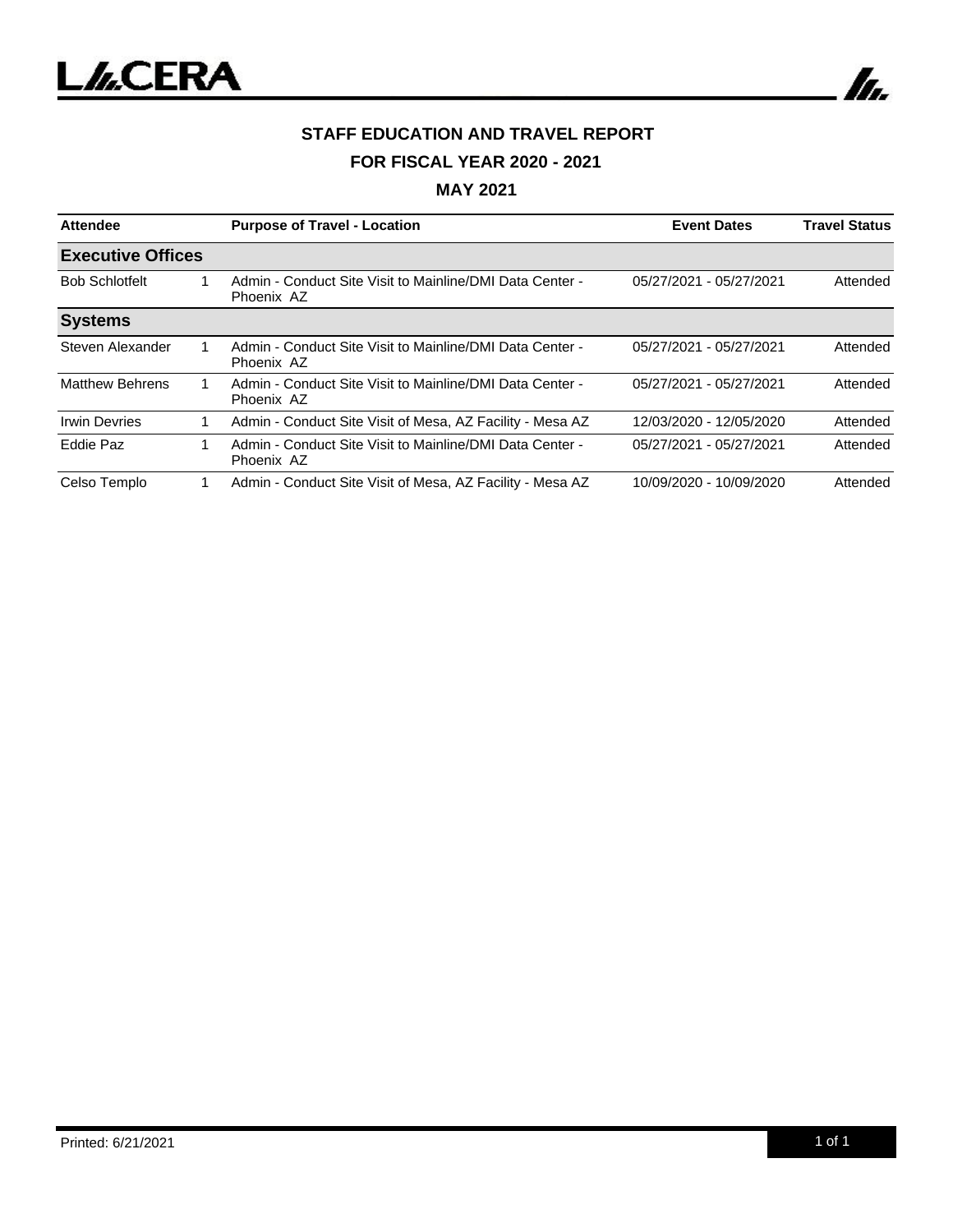# STAFF EDUCATION AND TRAVEL REPORT

## FOR FISCAL YEAR 2020 - 2021

## MAY 2021

| Attendee | | Purpose of Travel - Location | Event Dates | Travel Status |
|---|---|---|---|---|
| **Executive Offices** | | | | |
| Bob Schlotfelt | 1 | Admin - Conduct Site Visit to Mainline/DMI Data Center - Phoenix AZ | 05/27/2021 - 05/27/2021 | Attended |
| **Systems** | | | | |
| Steven Alexander | 1 | Admin - Conduct Site Visit to Mainline/DMI Data Center - Phoenix AZ | 05/27/2021 - 05/27/2021 | Attended |
| Matthew Behrens | 1 | Admin - Conduct Site Visit to Mainline/DMI Data Center - Phoenix AZ | 05/27/2021 - 05/27/2021 | Attended |
| Irwin Devries | 1 | Admin - Conduct Site Visit of Mesa, AZ Facility - Mesa AZ | 12/03/2020 - 12/05/2020 | Attended |
| Eddie Paz | 1 | Admin - Conduct Site Visit to Mainline/DMI Data Center - Phoenix AZ | 05/27/2021 - 05/27/2021 | Attended |
| Celso Templo | 1 | Admin - Conduct Site Visit of Mesa, AZ Facility - Mesa AZ | 10/09/2020 - 10/09/2020 | Attended |

Printed: 6/21/2021